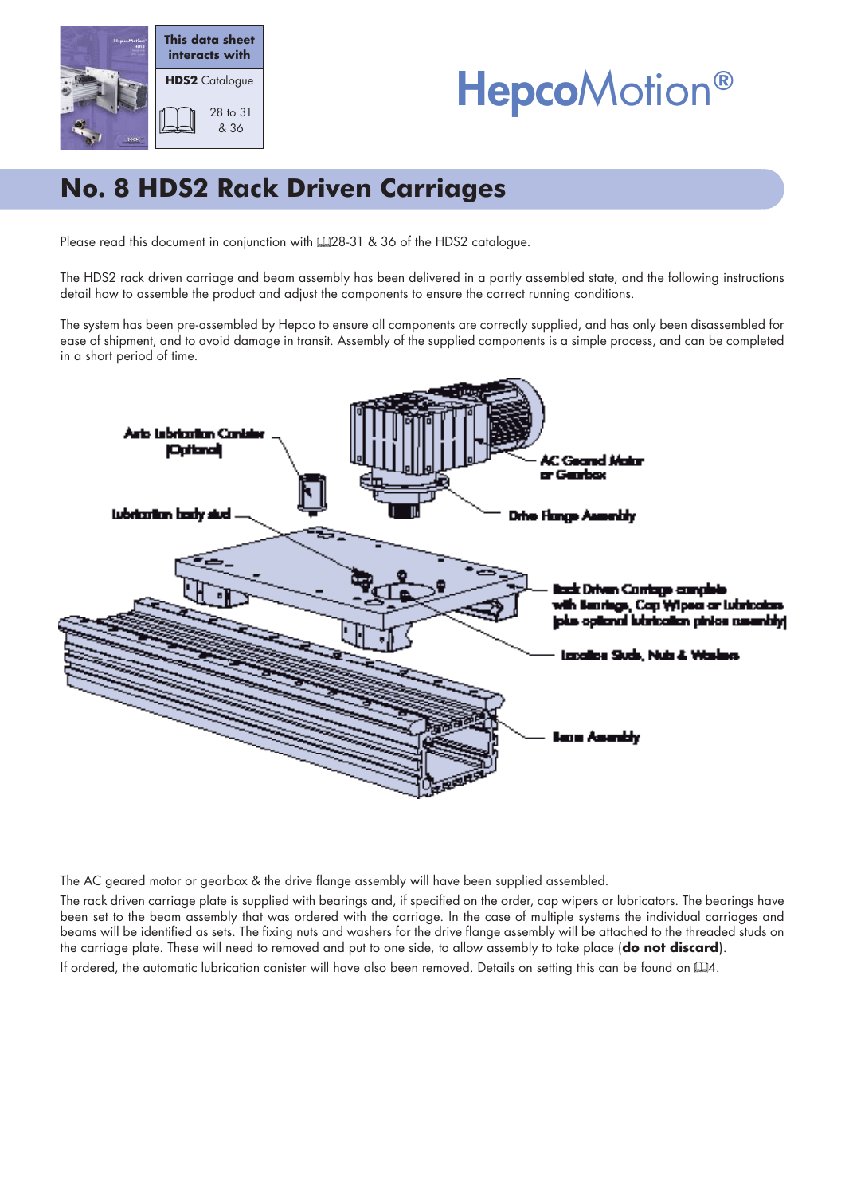This data sheet interacts with

**HDS2** Catalogue

28 to 31 & 36

# HepcoMotion®

## No. 8 HDS2 Rack Driven Carriages

Please read this document in conjunction with 📖28-31 & 36 of the HDS2 catalogue.

The HDS2 rack driven carriage and beam assembly has been delivered in a partly assembled state, and the following instructions detail how to assemble the product and adjust the components to ensure the correct running conditions.

The system has been pre-assembled by Hepco to ensure all components are correctly supplied, and has only been disassembled for ease of shipment, and to avoid damage in transit. Assembly of the supplied components is a simple process, and can be completed in a short period of time.

Auto Lubrication Canister (Optional)

Lubrication body stud

AC Geared Motor or Gearbox

Drive Flange Assembly

Rack Driven Carriage complete with Bearings, Cap Wipers or Lubricators (plus optional lubrication pinion assembly)

Location Studs, Nuts & Washers

Beam Assembly

The AC geared motor or gearbox & the drive flange assembly will have been supplied assembled.

The rack driven carriage plate is supplied with bearings and, if specified on the order, cap wipers or lubricators. The bearings have been set to the beam assembly that was ordered with the carriage. In the case of multiple systems the individual carriages and beams will be identified as sets. The fixing nuts and washers for the drive flange assembly will be attached to the threaded studs on the carriage plate. These will need to removed and put to one side, to allow assembly to take place (**do not discard**).

If ordered, the automatic lubrication canister will have also been removed. Details on setting this can be found on 📖4.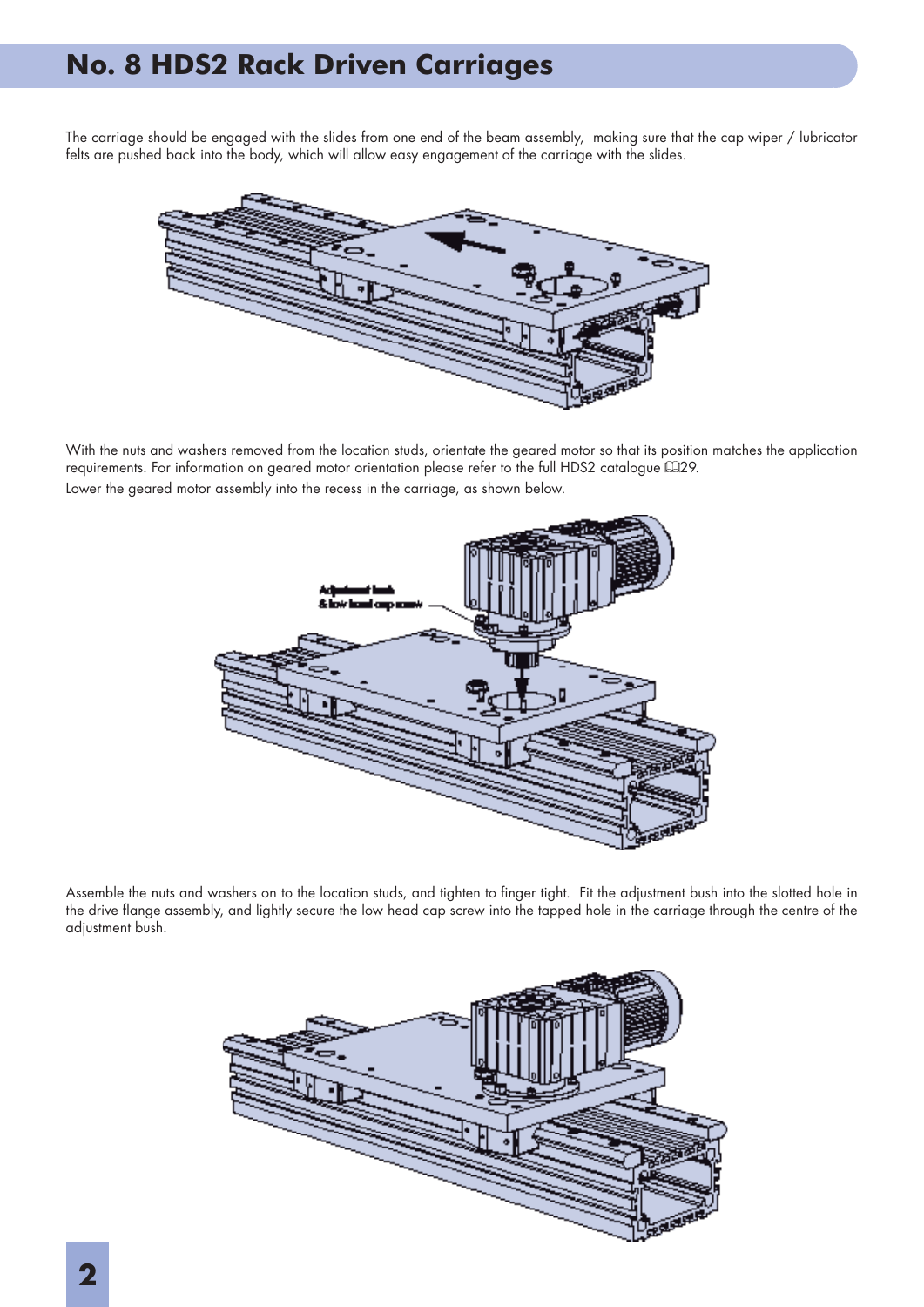# No. 8 HDS2 Rack Driven Carriages

The carriage should be engaged with the slides from one end of the beam assembly, making sure that the cap wiper / lubricator felts are pushed back into the body, which will allow easy engagement of the carriage with the slides.

With the nuts and washers removed from the location studs, orientate the geared motor so that its position matches the application requirements. For information on geared motor orientation please refer to the full HDS2 catalogue 📖29.

Lower the geared motor assembly into the recess in the carriage, as shown below.

Adjustment bush & low head cap screw

Assemble the nuts and washers on to the location studs, and tighten to finger tight. Fit the adjustment bush into the slotted hole in the drive flange assembly, and lightly secure the low head cap screw into the tapped hole in the carriage through the centre of the adjustment bush.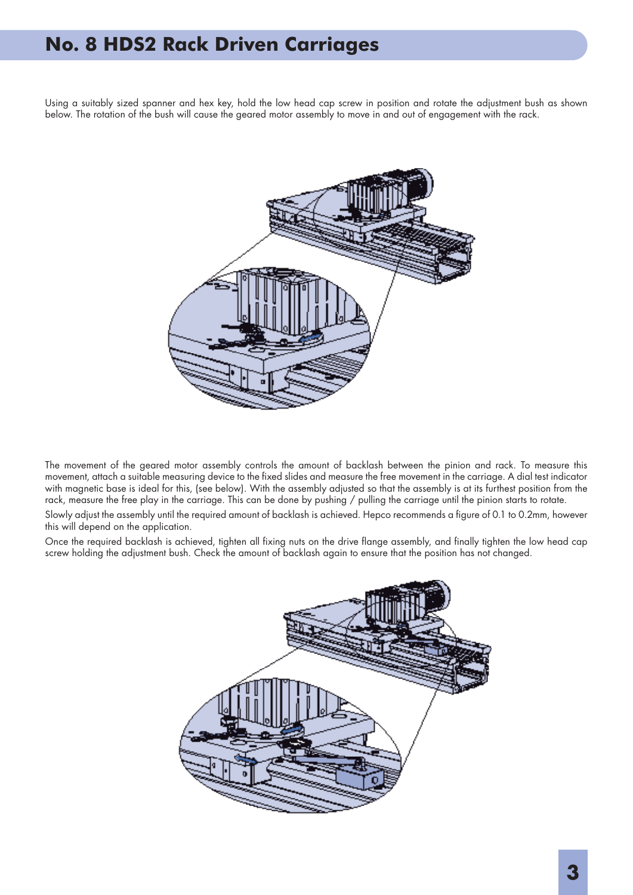# No. 8 HDS2 Rack Driven Carriages

Using a suitably sized spanner and hex key, hold the low head cap screw in position and rotate the adjustment bush as shown below. The rotation of the bush will cause the geared motor assembly to move in and out of engagement with the rack.

The movement of the geared motor assembly controls the amount of backlash between the pinion and rack. To measure this movement, attach a suitable measuring device to the fixed slides and measure the free movement in the carriage. A dial test indicator with magnetic base is ideal for this, (see below). With the assembly adjusted so that the assembly is at its furthest position from the rack, measure the free play in the carriage. This can be done by pushing / pulling the carriage until the pinion starts to rotate.

Slowly adjust the assembly until the required amount of backlash is achieved. Hepco recommends a figure of 0.1 to 0.2mm, however this will depend on the application.

Once the required backlash is achieved, tighten all fixing nuts on the drive flange assembly, and finally tighten the low head cap screw holding the adjustment bush. Check the amount of backlash again to ensure that the position has not changed.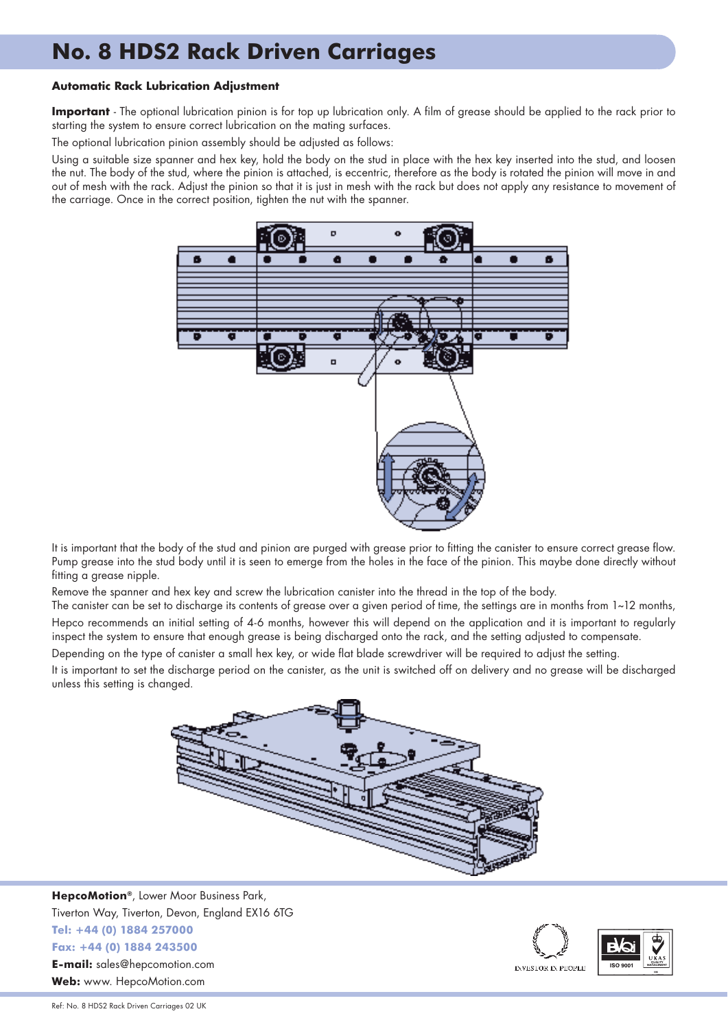# No. 8 HDS2 Rack Driven Carriages

### Automatic Rack Lubrication Adjustment

**Important** - The optional lubrication pinion is for top up lubrication only. A film of grease should be applied to the rack prior to starting the system to ensure correct lubrication on the mating surfaces.

The optional lubrication pinion assembly should be adjusted as follows:

Using a suitable size spanner and hex key, hold the body on the stud in place with the hex key inserted into the stud, and loosen the nut. The body of the stud, where the pinion is attached, is eccentric, therefore as the body is rotated the pinion will move in and out of mesh with the rack. Adjust the pinion so that it is just in mesh with the rack but does not apply any resistance to movement of the carriage. Once in the correct position, tighten the nut with the spanner.

It is important that the body of the stud and pinion are purged with grease prior to fitting the canister to ensure correct grease flow. Pump grease into the stud body until it is seen to emerge from the holes in the face of the pinion. This maybe done directly without fitting a grease nipple.

Remove the spanner and hex key and screw the lubrication canister into the thread in the top of the body.

The canister can be set to discharge its contents of grease over a given period of time, the settings are in months from 1~12 months,

Hepco recommends an initial setting of 4-6 months, however this will depend on the application and it is important to regularly inspect the system to ensure that enough grease is being discharged onto the rack, and the setting adjusted to compensate.

Depending on the type of canister a small hex key, or wide flat blade screwdriver will be required to adjust the setting.

It is important to set the discharge period on the canister, as the unit is switched off on delivery and no grease will be discharged unless this setting is changed.

**HepcoMotion**®, Lower Moor Business Park,
Tiverton Way, Tiverton, Devon, England EX16 6TG
**Tel: +44 (0) 1884 257000**
**Fax: +44 (0) 1884 243500**
**E-mail:** sales@hepcomotion.com
**Web:** www. HepcoMotion.com

Ref: No. 8 HDS2 Rack Driven Carriages 02 UK